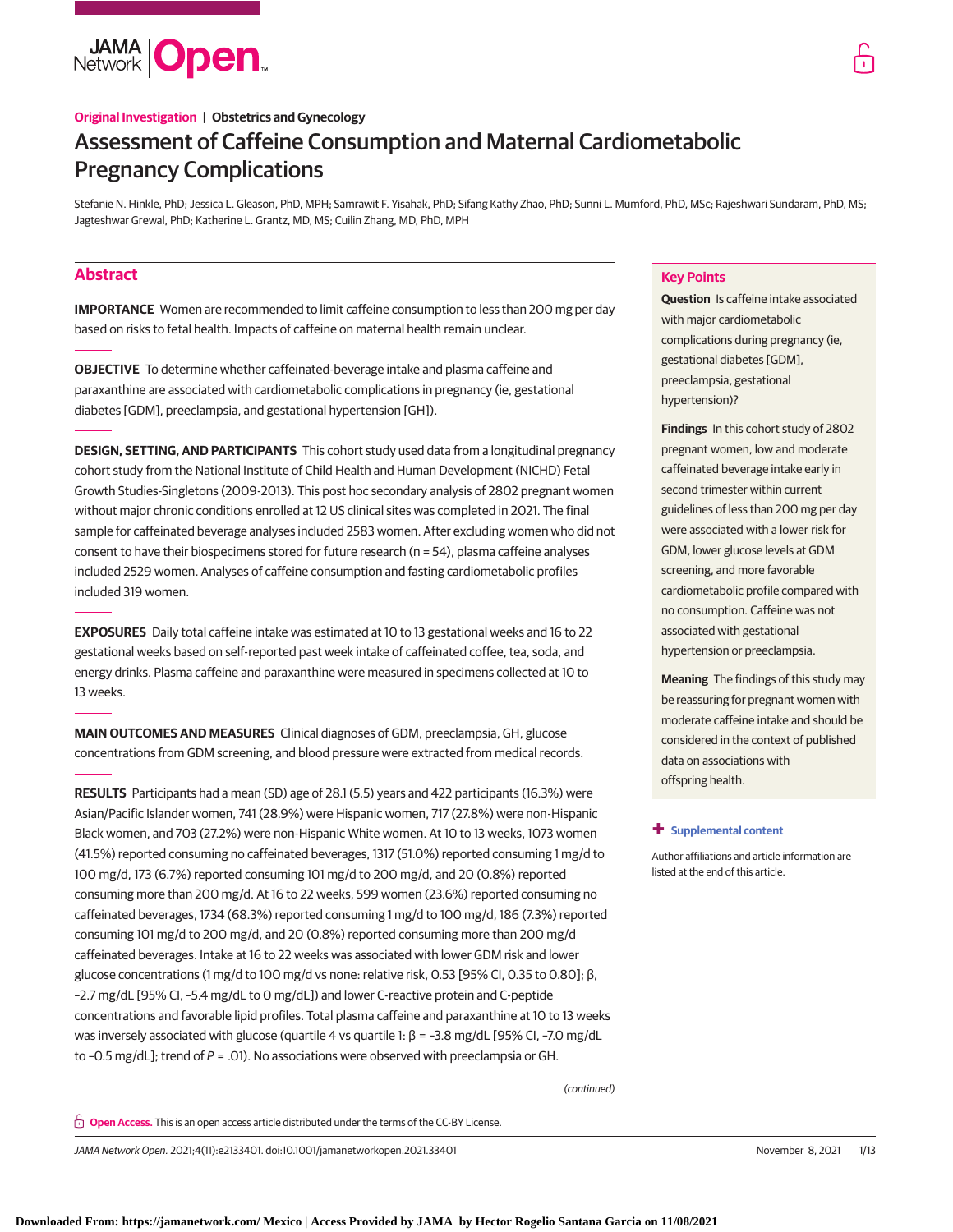**Original Investigation** | Obstetrics and Gynecology

# Assessment of Caffeine Consumption and Maternal Cardiometabolic Pregnancy Complications

Stefanie N. Hinkle, PhD; Jessica L. Gleason, PhD, MPH; Samrawit F. Yisahak, PhD; Sifang Kathy Zhao, PhD; Sunni L. Mumford, PhD, MSc; Rajeshwari Sundaram, PhD, MS; Jagteshwar Grewal, PhD; Katherine L. Grantz, MD, MS; Cuilin Zhang, MD, PhD, MPH

## Abstract

**IMPORTANCE** Women are recommended to limit caffeine consumption to less than 200 mg per day based on risks to fetal health. Impacts of caffeine on maternal health remain unclear.

**OBJECTIVE** To determine whether caffeinated-beverage intake and plasma caffeine and paraxanthine are associated with cardiometabolic complications in pregnancy (ie, gestational diabetes [GDM], preeclampsia, and gestational hypertension [GH]).

**DESIGN, SETTING, AND PARTICIPANTS** This cohort study used data from a longitudinal pregnancy cohort study from the National Institute of Child Health and Human Development (NICHD) Fetal Growth Studies-Singletons (2009-2013). This post hoc secondary analysis of 2802 pregnant women without major chronic conditions enrolled at 12 US clinical sites was completed in 2021. The final sample for caffeinated beverage analyses included 2583 women. After excluding women who did not consent to have their biospecimens stored for future research (n = 54), plasma caffeine analyses included 2529 women. Analyses of caffeine consumption and fasting cardiometabolic profiles included 319 women.

**EXPOSURES** Daily total caffeine intake was estimated at 10 to 13 gestational weeks and 16 to 22 gestational weeks based on self-reported past week intake of caffeinated coffee, tea, soda, and energy drinks. Plasma caffeine and paraxanthine were measured in specimens collected at 10 to 13 weeks.

**MAIN OUTCOMES AND MEASURES** Clinical diagnoses of GDM, preeclampsia, GH, glucose concentrations from GDM screening, and blood pressure were extracted from medical records.

**RESULTS** Participants had a mean (SD) age of 28.1 (5.5) years and 422 participants (16.3%) were Asian/Pacific Islander women, 741 (28.9%) were Hispanic women, 717 (27.8%) were non-Hispanic Black women, and 703 (27.2%) were non-Hispanic White women. At 10 to 13 weeks, 1073 women (41.5%) reported consuming no caffeinated beverages, 1317 (51.0%) reported consuming 1 mg/d to 100 mg/d, 173 (6.7%) reported consuming 101 mg/d to 200 mg/d, and 20 (0.8%) reported consuming more than 200 mg/d. At 16 to 22 weeks, 599 women (23.6%) reported consuming no caffeinated beverages, 1734 (68.3%) reported consuming 1 mg/d to 100 mg/d, 186 (7.3%) reported consuming 101 mg/d to 200 mg/d, and 20 (0.8%) reported consuming more than 200 mg/d caffeinated beverages. Intake at 16 to 22 weeks was associated with lower GDM risk and lower glucose concentrations (1 mg/d to 100 mg/d vs none: relative risk, 0.53 [95% CI, 0.35 to 0.80]; β, −2.7 mg/dL [95% CI, −5.4 mg/dL to 0 mg/dL]) and lower C-reactive protein and C-peptide concentrations and favorable lipid profiles. Total plasma caffeine and paraxanthine at 10 to 13 weeks was inversely associated with glucose (quartile 4 vs quartile 1: β = −3.8 mg/dL [95% CI, −7.0 mg/dL to −0.5 mg/dL]; trend of $P$ = .01). No associations were observed with preeclampsia or GH.

*(continued)*

## Key Points

**Question** Is caffeine intake associated with major cardiometabolic complications during pregnancy (ie, gestational diabetes [GDM], preeclampsia, gestational hypertension)?

**Findings** In this cohort study of 2802 pregnant women, low and moderate caffeinated beverage intake early in second trimester within current guidelines of less than 200 mg per day were associated with a lower risk for GDM, lower glucose levels at GDM screening, and more favorable cardiometabolic profile compared with no consumption. Caffeine was not associated with gestational hypertension or preeclampsia.

**Meaning** The findings of this study may be reassuring for pregnant women with moderate caffeine intake and should be considered in the context of published data on associations with offspring health.

+ Supplemental content

Author affiliations and article information are listed at the end of this article.

**Open Access.** This is an open access article distributed under the terms of the CC-BY License.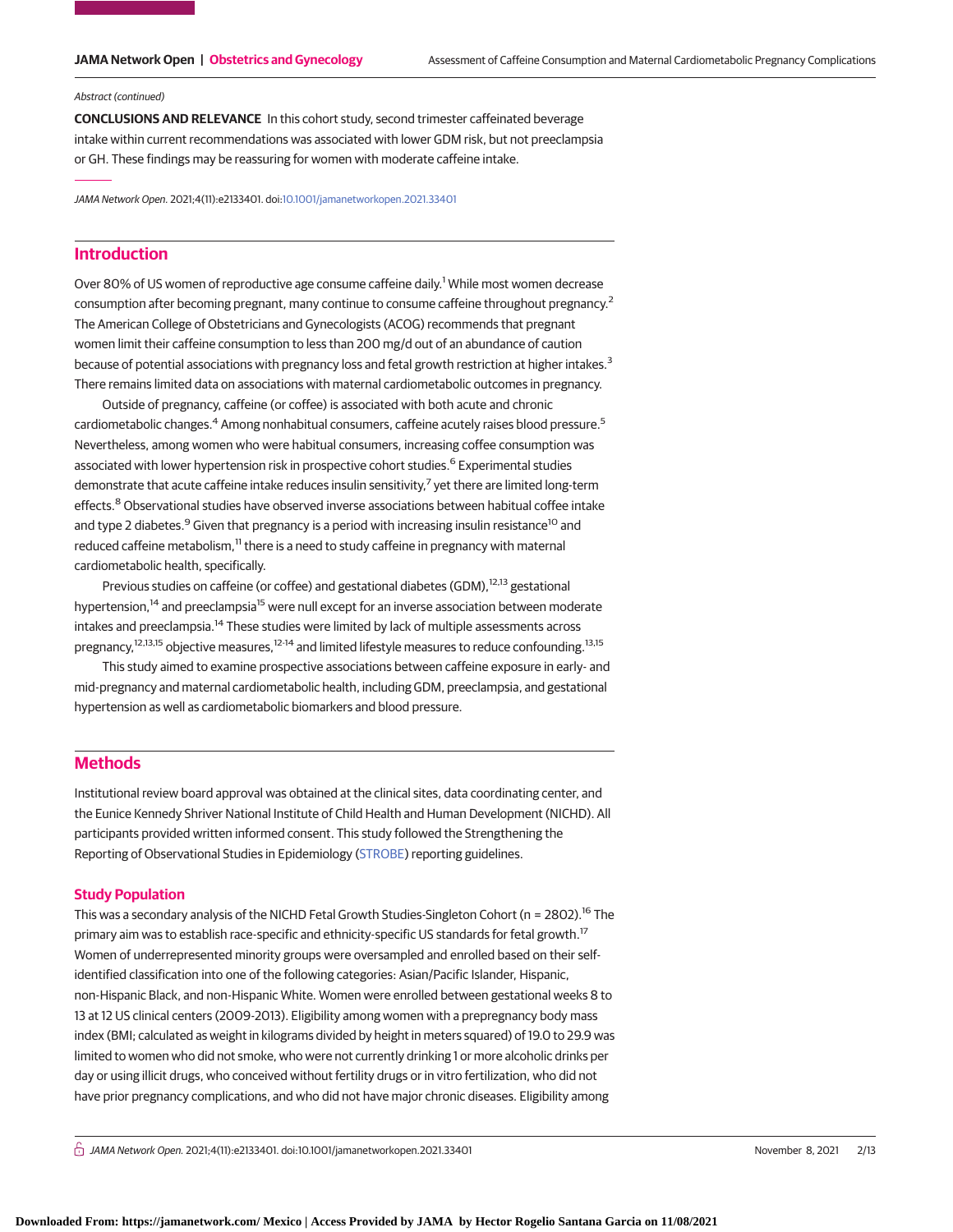Abstract (continued)

**CONCLUSIONS AND RELEVANCE** In this cohort study, second trimester caffeinated beverage intake within current recommendations was associated with lower GDM risk, but not preeclampsia or GH. These findings may be reassuring for women with moderate caffeine intake.

*JAMA Network Open*. 2021;4(11):e2133401. doi:10.1001/jamanetworkopen.2021.33401

## Introduction

Over 80% of US women of reproductive age consume caffeine daily.[1] While most women decrease consumption after becoming pregnant, many continue to consume caffeine throughout pregnancy.[2] The American College of Obstetricians and Gynecologists (ACOG) recommends that pregnant women limit their caffeine consumption to less than 200 mg/d out of an abundance of caution because of potential associations with pregnancy loss and fetal growth restriction at higher intakes.[3] There remains limited data on associations with maternal cardiometabolic outcomes in pregnancy.

Outside of pregnancy, caffeine (or coffee) is associated with both acute and chronic cardiometabolic changes.[4] Among nonhabitual consumers, caffeine acutely raises blood pressure.[5] Nevertheless, among women who were habitual consumers, increasing coffee consumption was associated with lower hypertension risk in prospective cohort studies.[6] Experimental studies demonstrate that acute caffeine intake reduces insulin sensitivity,[7] yet there are limited long-term effects.[8] Observational studies have observed inverse associations between habitual coffee intake and type 2 diabetes.[9] Given that pregnancy is a period with increasing insulin resistance[10] and reduced caffeine metabolism,[11] there is a need to study caffeine in pregnancy with maternal cardiometabolic health, specifically.

Previous studies on caffeine (or coffee) and gestational diabetes (GDM),[12,13] gestational hypertension,[14] and preeclampsia[15] were null except for an inverse association between moderate intakes and preeclampsia.[14] These studies were limited by lack of multiple assessments across pregnancy,[12,13,15] objective measures,[12-14] and limited lifestyle measures to reduce confounding.[13,15]

This study aimed to examine prospective associations between caffeine exposure in early- and mid-pregnancy and maternal cardiometabolic health, including GDM, preeclampsia, and gestational hypertension as well as cardiometabolic biomarkers and blood pressure.

## Methods

Institutional review board approval was obtained at the clinical sites, data coordinating center, and the Eunice Kennedy Shriver National Institute of Child Health and Human Development (NICHD). All participants provided written informed consent. This study followed the Strengthening the Reporting of Observational Studies in Epidemiology (STROBE) reporting guidelines.

### Study Population

This was a secondary analysis of the NICHD Fetal Growth Studies-Singleton Cohort (n = 2802).[16] The primary aim was to establish race-specific and ethnicity-specific US standards for fetal growth.[17] Women of underrepresented minority groups were oversampled and enrolled based on their self-identified classification into one of the following categories: Asian/Pacific Islander, Hispanic, non-Hispanic Black, and non-Hispanic White. Women were enrolled between gestational weeks 8 to 13 at 12 US clinical centers (2009-2013). Eligibility among women with a prepregnancy body mass index (BMI; calculated as weight in kilograms divided by height in meters squared) of 19.0 to 29.9 was limited to women who did not smoke, who were not currently drinking 1 or more alcoholic drinks per day or using illicit drugs, who conceived without fertility drugs or in vitro fertilization, who did not have prior pregnancy complications, and who did not have major chronic diseases. Eligibility among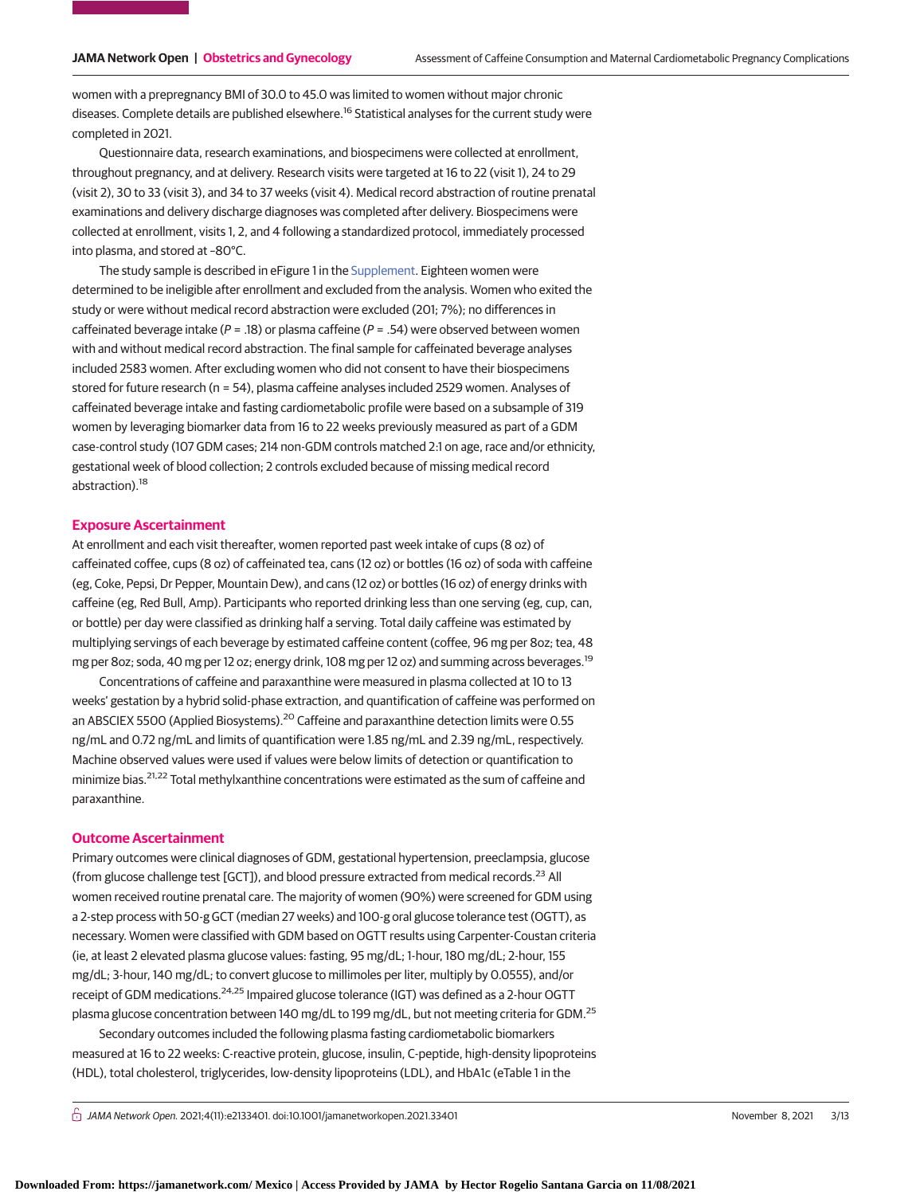women with a prepregnancy BMI of 30.0 to 45.0 was limited to women without major chronic diseases. Complete details are published elsewhere.[16] Statistical analyses for the current study were completed in 2021.

Questionnaire data, research examinations, and biospecimens were collected at enrollment, throughout pregnancy, and at delivery. Research visits were targeted at 16 to 22 (visit 1), 24 to 29 (visit 2), 30 to 33 (visit 3), and 34 to 37 weeks (visit 4). Medical record abstraction of routine prenatal examinations and delivery discharge diagnoses was completed after delivery. Biospecimens were collected at enrollment, visits 1, 2, and 4 following a standardized protocol, immediately processed into plasma, and stored at −80°C.

The study sample is described in eFigure 1 in the Supplement. Eighteen women were determined to be ineligible after enrollment and excluded from the analysis. Women who exited the study or were without medical record abstraction were excluded (201; 7%); no differences in caffeinated beverage intake ($P = .18$) or plasma caffeine ($P = .54$) were observed between women with and without medical record abstraction. The final sample for caffeinated beverage analyses included 2583 women. After excluding women who did not consent to have their biospecimens stored for future research (n = 54), plasma caffeine analyses included 2529 women. Analyses of caffeinated beverage intake and fasting cardiometabolic profile were based on a subsample of 319 women by leveraging biomarker data from 16 to 22 weeks previously measured as part of a GDM case-control study (107 GDM cases; 214 non-GDM controls matched 2:1 on age, race and/or ethnicity, gestational week of blood collection; 2 controls excluded because of missing medical record abstraction).[18]

## Exposure Ascertainment

At enrollment and each visit thereafter, women reported past week intake of cups (8 oz) of caffeinated coffee, cups (8 oz) of caffeinated tea, cans (12 oz) or bottles (16 oz) of soda with caffeine (eg, Coke, Pepsi, Dr Pepper, Mountain Dew), and cans (12 oz) or bottles (16 oz) of energy drinks with caffeine (eg, Red Bull, Amp). Participants who reported drinking less than one serving (eg, cup, can, or bottle) per day were classified as drinking half a serving. Total daily caffeine was estimated by multiplying servings of each beverage by estimated caffeine content (coffee, 96 mg per 8oz; tea, 48 mg per 8oz; soda, 40 mg per 12 oz; energy drink, 108 mg per 12 oz) and summing across beverages.[19]

Concentrations of caffeine and paraxanthine were measured in plasma collected at 10 to 13 weeks' gestation by a hybrid solid-phase extraction, and quantification of caffeine was performed on an ABSCIEX 5500 (Applied Biosystems).[20] Caffeine and paraxanthine detection limits were 0.55 ng/mL and 0.72 ng/mL and limits of quantification were 1.85 ng/mL and 2.39 ng/mL, respectively. Machine observed values were used if values were below limits of detection or quantification to minimize bias.[21,22] Total methylxanthine concentrations were estimated as the sum of caffeine and paraxanthine.

## Outcome Ascertainment

Primary outcomes were clinical diagnoses of GDM, gestational hypertension, preeclampsia, glucose (from glucose challenge test [GCT]), and blood pressure extracted from medical records.[23] All women received routine prenatal care. The majority of women (90%) were screened for GDM using a 2-step process with 50-g GCT (median 27 weeks) and 100-g oral glucose tolerance test (OGTT), as necessary. Women were classified with GDM based on OGTT results using Carpenter-Coustan criteria (ie, at least 2 elevated plasma glucose values: fasting, 95 mg/dL; 1-hour, 180 mg/dL; 2-hour, 155 mg/dL; 3-hour, 140 mg/dL; to convert glucose to millimoles per liter, multiply by 0.0555), and/or receipt of GDM medications.[24,25] Impaired glucose tolerance (IGT) was defined as a 2-hour OGTT plasma glucose concentration between 140 mg/dL to 199 mg/dL, but not meeting criteria for GDM.[25]

Secondary outcomes included the following plasma fasting cardiometabolic biomarkers measured at 16 to 22 weeks: C-reactive protein, glucose, insulin, C-peptide, high-density lipoproteins (HDL), total cholesterol, triglycerides, low-density lipoproteins (LDL), and HbA1c (eTable 1 in the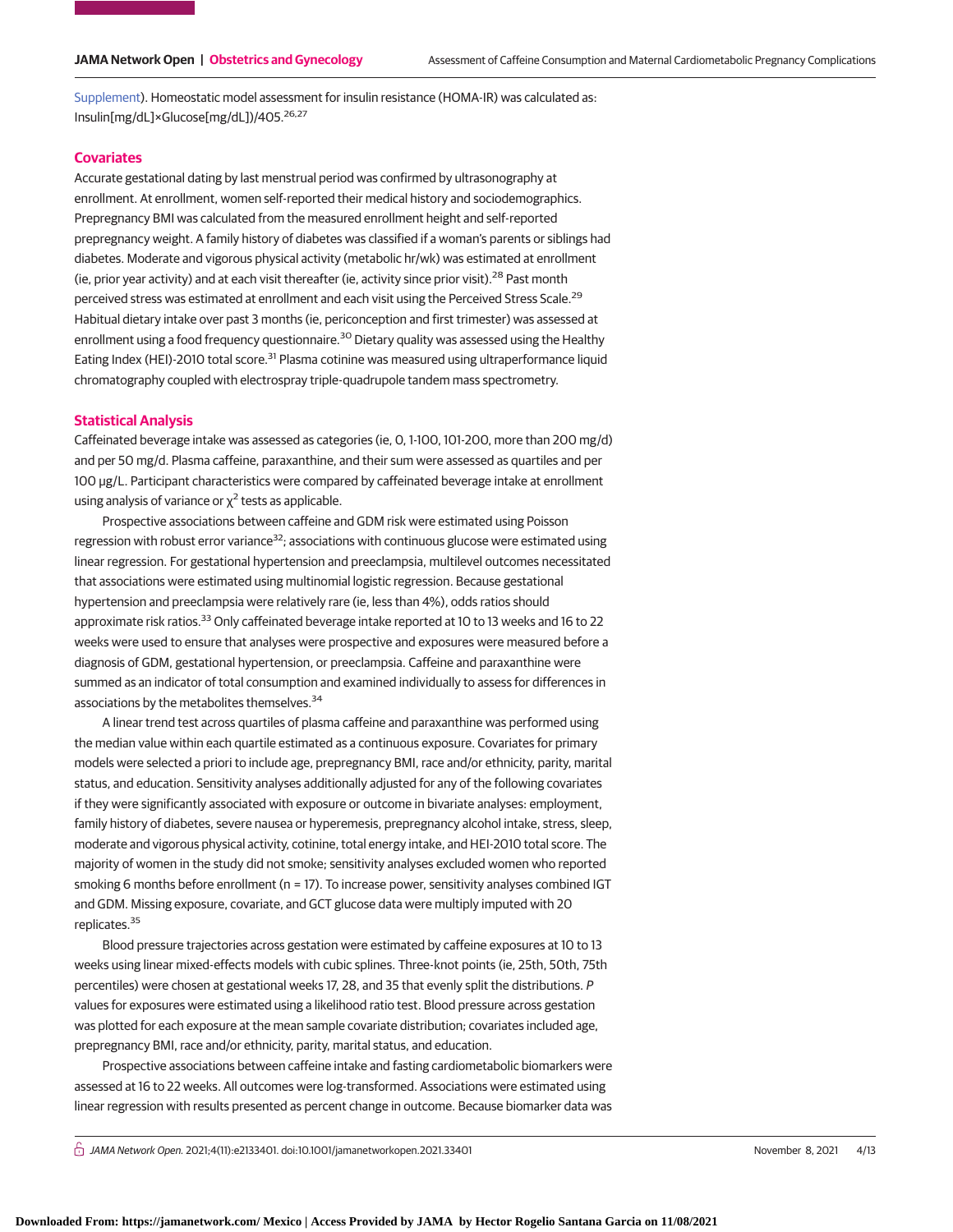Supplement). Homeostatic model assessment for insulin resistance (HOMA-IR) was calculated as: Insulin[mg/dL]×Glucose[mg/dL])/405.[26,27]

## Covariates

Accurate gestational dating by last menstrual period was confirmed by ultrasonography at enrollment. At enrollment, women self-reported their medical history and sociodemographics. Prepregnancy BMI was calculated from the measured enrollment height and self-reported prepregnancy weight. A family history of diabetes was classified if a woman's parents or siblings had diabetes. Moderate and vigorous physical activity (metabolic hr/wk) was estimated at enrollment (ie, prior year activity) and at each visit thereafter (ie, activity since prior visit).[28] Past month perceived stress was estimated at enrollment and each visit using the Perceived Stress Scale.[29] Habitual dietary intake over past 3 months (ie, periconception and first trimester) was assessed at enrollment using a food frequency questionnaire.[30] Dietary quality was assessed using the Healthy Eating Index (HEI)-2010 total score.[31] Plasma cotinine was measured using ultraperformance liquid chromatography coupled with electrospray triple-quadrupole tandem mass spectrometry.

## Statistical Analysis

Caffeinated beverage intake was assessed as categories (ie, 0, 1-100, 101-200, more than 200 mg/d) and per 50 mg/d. Plasma caffeine, paraxanthine, and their sum were assessed as quartiles and per 100 µg/L. Participant characteristics were compared by caffeinated beverage intake at enrollment using analysis of variance or $\chi^2$ tests as applicable.

Prospective associations between caffeine and GDM risk were estimated using Poisson regression with robust error variance[32]; associations with continuous glucose were estimated using linear regression. For gestational hypertension and preeclampsia, multilevel outcomes necessitated that associations were estimated using multinomial logistic regression. Because gestational hypertension and preeclampsia were relatively rare (ie, less than 4%), odds ratios should approximate risk ratios.[33] Only caffeinated beverage intake reported at 10 to 13 weeks and 16 to 22 weeks were used to ensure that analyses were prospective and exposures were measured before a diagnosis of GDM, gestational hypertension, or preeclampsia. Caffeine and paraxanthine were summed as an indicator of total consumption and examined individually to assess for differences in associations by the metabolites themselves.[34]

A linear trend test across quartiles of plasma caffeine and paraxanthine was performed using the median value within each quartile estimated as a continuous exposure. Covariates for primary models were selected a priori to include age, prepregnancy BMI, race and/or ethnicity, parity, marital status, and education. Sensitivity analyses additionally adjusted for any of the following covariates if they were significantly associated with exposure or outcome in bivariate analyses: employment, family history of diabetes, severe nausea or hyperemesis, prepregnancy alcohol intake, stress, sleep, moderate and vigorous physical activity, cotinine, total energy intake, and HEI-2010 total score. The majority of women in the study did not smoke; sensitivity analyses excluded women who reported smoking 6 months before enrollment (n = 17). To increase power, sensitivity analyses combined IGT and GDM. Missing exposure, covariate, and GCT glucose data were multiply imputed with 20 replicates.[35]

Blood pressure trajectories across gestation were estimated by caffeine exposures at 10 to 13 weeks using linear mixed-effects models with cubic splines. Three-knot points (ie, 25th, 50th, 75th percentiles) were chosen at gestational weeks 17, 28, and 35 that evenly split the distributions. *P* values for exposures were estimated using a likelihood ratio test. Blood pressure across gestation was plotted for each exposure at the mean sample covariate distribution; covariates included age, prepregnancy BMI, race and/or ethnicity, parity, marital status, and education.

Prospective associations between caffeine intake and fasting cardiometabolic biomarkers were assessed at 16 to 22 weeks. All outcomes were log-transformed. Associations were estimated using linear regression with results presented as percent change in outcome. Because biomarker data was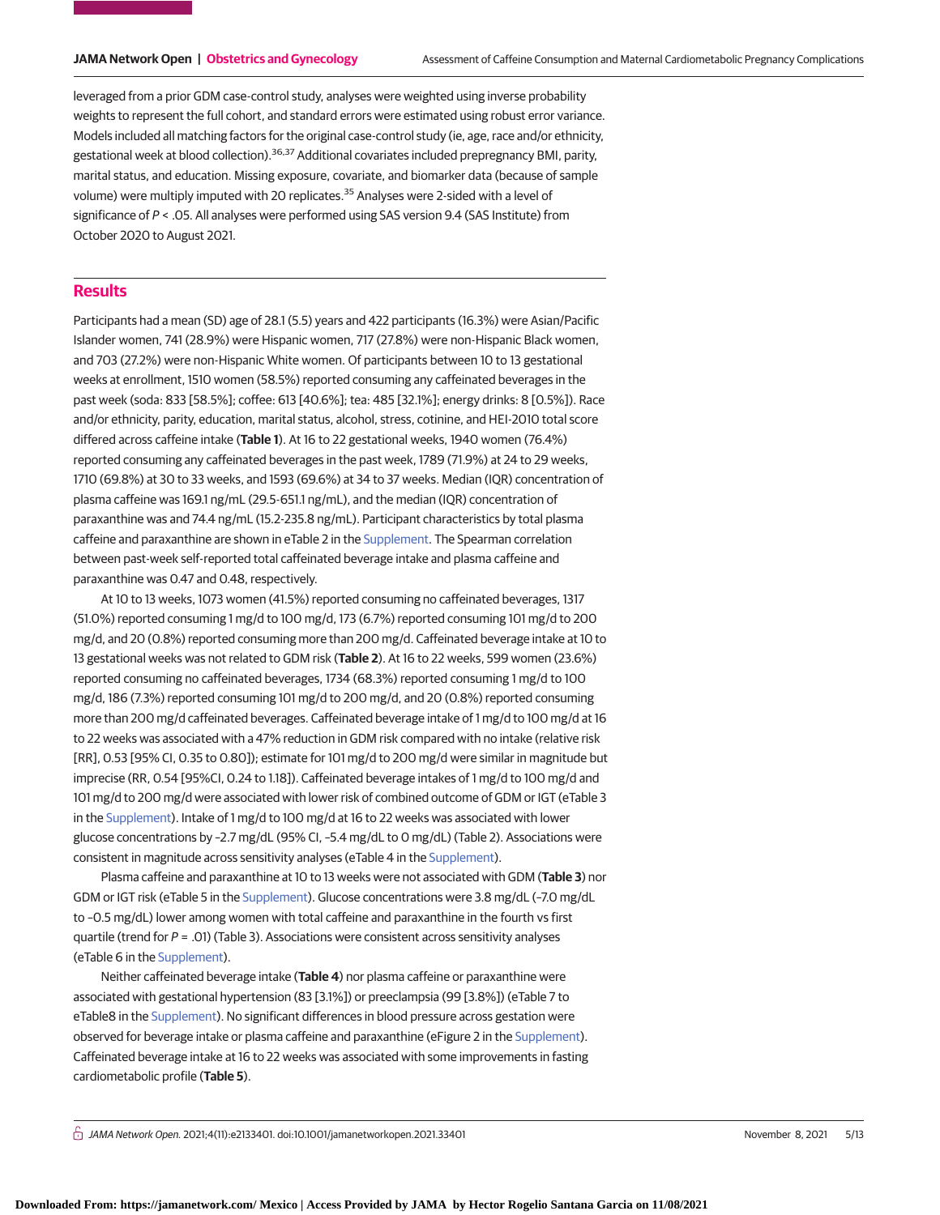leveraged from a prior GDM case-control study, analyses were weighted using inverse probability weights to represent the full cohort, and standard errors were estimated using robust error variance. Models included all matching factors for the original case-control study (ie, age, race and/or ethnicity, gestational week at blood collection).[36,37] Additional covariates included prepregnancy BMI, parity, marital status, and education. Missing exposure, covariate, and biomarker data (because of sample volume) were multiply imputed with 20 replicates.[35] Analyses were 2-sided with a level of significance of $P < .05$. All analyses were performed using SAS version 9.4 (SAS Institute) from October 2020 to August 2021.

## Results

Participants had a mean (SD) age of 28.1 (5.5) years and 422 participants (16.3%) were Asian/Pacific Islander women, 741 (28.9%) were Hispanic women, 717 (27.8%) were non-Hispanic Black women, and 703 (27.2%) were non-Hispanic White women. Of participants between 10 to 13 gestational weeks at enrollment, 1510 women (58.5%) reported consuming any caffeinated beverages in the past week (soda: 833 [58.5%]; coffee: 613 [40.6%]; tea: 485 [32.1%]; energy drinks: 8 [0.5%]). Race and/or ethnicity, parity, education, marital status, alcohol, stress, cotinine, and HEI-2010 total score differed across caffeine intake (**Table 1**). At 16 to 22 gestational weeks, 1940 women (76.4%) reported consuming any caffeinated beverages in the past week, 1789 (71.9%) at 24 to 29 weeks, 1710 (69.8%) at 30 to 33 weeks, and 1593 (69.6%) at 34 to 37 weeks. Median (IQR) concentration of plasma caffeine was 169.1 ng/mL (29.5-651.1 ng/mL), and the median (IQR) concentration of paraxanthine was and 74.4 ng/mL (15.2-235.8 ng/mL). Participant characteristics by total plasma caffeine and paraxanthine are shown in eTable 2 in the Supplement. The Spearman correlation between past-week self-reported total caffeinated beverage intake and plasma caffeine and paraxanthine was 0.47 and 0.48, respectively.

At 10 to 13 weeks, 1073 women (41.5%) reported consuming no caffeinated beverages, 1317 (51.0%) reported consuming 1 mg/d to 100 mg/d, 173 (6.7%) reported consuming 101 mg/d to 200 mg/d, and 20 (0.8%) reported consuming more than 200 mg/d. Caffeinated beverage intake at 10 to 13 gestational weeks was not related to GDM risk (**Table 2**). At 16 to 22 weeks, 599 women (23.6%) reported consuming no caffeinated beverages, 1734 (68.3%) reported consuming 1 mg/d to 100 mg/d, 186 (7.3%) reported consuming 101 mg/d to 200 mg/d, and 20 (0.8%) reported consuming more than 200 mg/d caffeinated beverages. Caffeinated beverage intake of 1 mg/d to 100 mg/d at 16 to 22 weeks was associated with a 47% reduction in GDM risk compared with no intake (relative risk [RR], 0.53 [95% CI, 0.35 to 0.80]); estimate for 101 mg/d to 200 mg/d were similar in magnitude but imprecise (RR, 0.54 [95%CI, 0.24 to 1.18]). Caffeinated beverage intakes of 1 mg/d to 100 mg/d and 101 mg/d to 200 mg/d were associated with lower risk of combined outcome of GDM or IGT (eTable 3 in the Supplement). Intake of 1 mg/d to 100 mg/d at 16 to 22 weeks was associated with lower glucose concentrations by −2.7 mg/dL (95% CI, −5.4 mg/dL to 0 mg/dL) (Table 2). Associations were consistent in magnitude across sensitivity analyses (eTable 4 in the Supplement).

Plasma caffeine and paraxanthine at 10 to 13 weeks were not associated with GDM (**Table 3**) nor GDM or IGT risk (eTable 5 in the Supplement). Glucose concentrations were 3.8 mg/dL (−7.0 mg/dL to −0.5 mg/dL) lower among women with total caffeine and paraxanthine in the fourth vs first quartile (trend for $P = .01$) (Table 3). Associations were consistent across sensitivity analyses (eTable 6 in the Supplement).

Neither caffeinated beverage intake (**Table 4**) nor plasma caffeine or paraxanthine were associated with gestational hypertension (83 [3.1%]) or preeclampsia (99 [3.8%]) (eTable 7 to eTable8 in the Supplement). No significant differences in blood pressure across gestation were observed for beverage intake or plasma caffeine and paraxanthine (eFigure 2 in the Supplement). Caffeinated beverage intake at 16 to 22 weeks was associated with some improvements in fasting cardiometabolic profile (**Table 5**).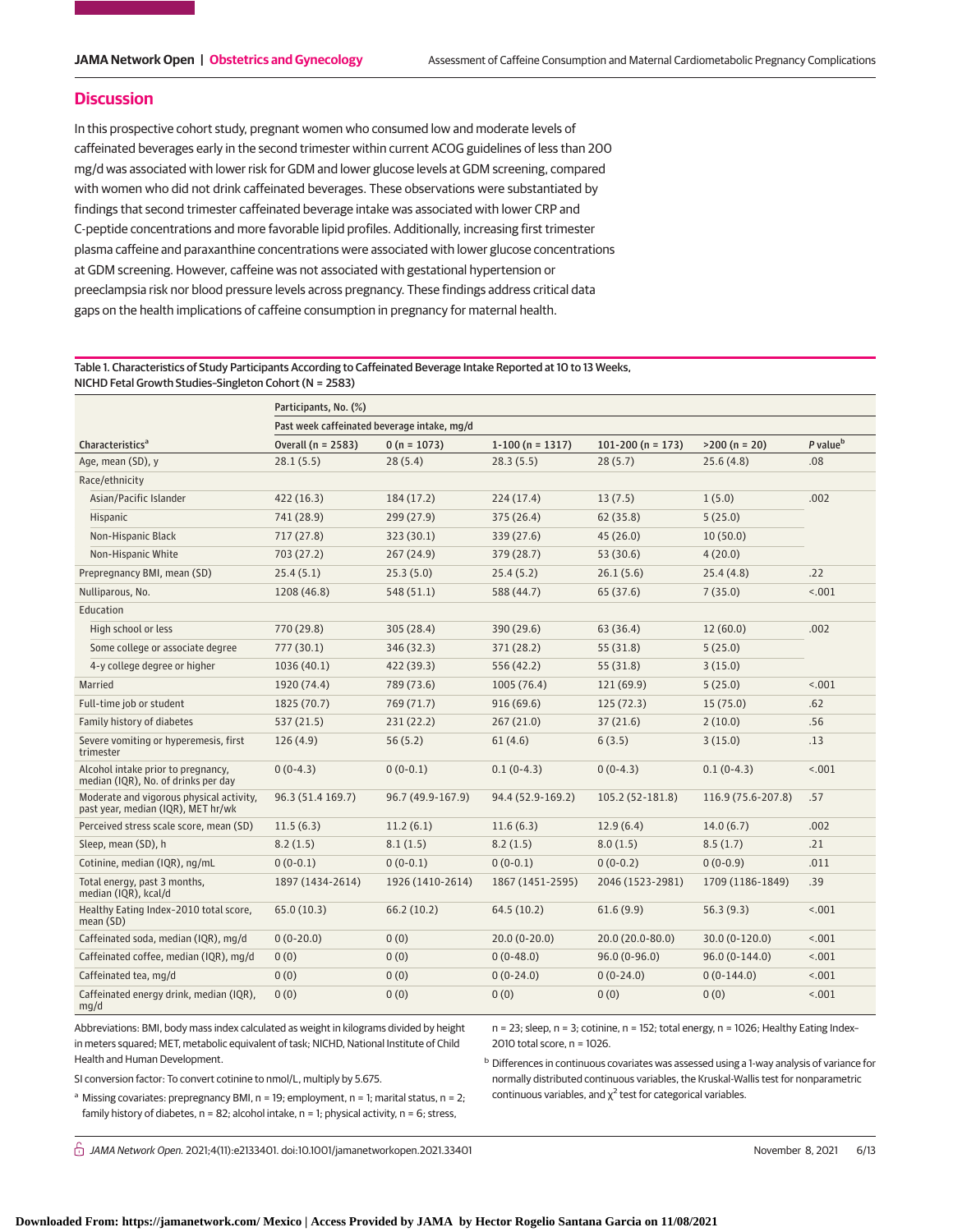## Discussion

In this prospective cohort study, pregnant women who consumed low and moderate levels of caffeinated beverages early in the second trimester within current ACOG guidelines of less than 200 mg/d was associated with lower risk for GDM and lower glucose levels at GDM screening, compared with women who did not drink caffeinated beverages. These observations were substantiated by findings that second trimester caffeinated beverage intake was associated with lower CRP and C-peptide concentrations and more favorable lipid profiles. Additionally, increasing first trimester plasma caffeine and paraxanthine concentrations were associated with lower glucose concentrations at GDM screening. However, caffeine was not associated with gestational hypertension or preeclampsia risk nor blood pressure levels across pregnancy. These findings address critical data gaps on the health implications of caffeine consumption in pregnancy for maternal health.

Table 1. Characteristics of Study Participants According to Caffeinated Beverage Intake Reported at 10 to 13 Weeks, NICHD Fetal Growth Studies–Singleton Cohort (N = 2583)

| Characteristics[a] | Participants, No. (%) | | | | | |
|---|---|---|---|---|---|---|
| | Past week caffeinated beverage intake, mg/d | | | | | |
| | Overall (n = 2583) | 0 (n = 1073) | 1-100 (n = 1317) | 101-200 (n = 173) | >200 (n = 20) | *P* value[b] |
| Age, mean (SD), y | 28.1 (5.5) | 28 (5.4) | 28.3 (5.5) | 28 (5.7) | 25.6 (4.8) | .08 |
| Race/ethnicity | | | | | | |
| Asian/Pacific Islander | 422 (16.3) | 184 (17.2) | 224 (17.4) | 13 (7.5) | 1 (5.0) | .002 |
| Hispanic | 741 (28.9) | 299 (27.9) | 375 (26.4) | 62 (35.8) | 5 (25.0) | |
| Non-Hispanic Black | 717 (27.8) | 323 (30.1) | 339 (27.6) | 45 (26.0) | 10 (50.0) | |
| Non-Hispanic White | 703 (27.2) | 267 (24.9) | 379 (28.7) | 53 (30.6) | 4 (20.0) | |
| Prepregnancy BMI, mean (SD) | 25.4 (5.1) | 25.3 (5.0) | 25.4 (5.2) | 26.1 (5.6) | 25.4 (4.8) | .22 |
| Nulliparous, No. | 1208 (46.8) | 548 (51.1) | 588 (44.7) | 65 (37.6) | 7 (35.0) | <.001 |
| Education | | | | | | |
| High school or less | 770 (29.8) | 305 (28.4) | 390 (29.6) | 63 (36.4) | 12 (60.0) | .002 |
| Some college or associate degree | 777 (30.1) | 346 (32.3) | 371 (28.2) | 55 (31.8) | 5 (25.0) | |
| 4-y college degree or higher | 1036 (40.1) | 422 (39.3) | 556 (42.2) | 55 (31.8) | 3 (15.0) | |
| Married | 1920 (74.4) | 789 (73.6) | 1005 (76.4) | 121 (69.9) | 5 (25.0) | <.001 |
| Full-time job or student | 1825 (70.7) | 769 (71.7) | 916 (69.6) | 125 (72.3) | 15 (75.0) | .62 |
| Family history of diabetes | 537 (21.5) | 231 (22.2) | 267 (21.0) | 37 (21.6) | 2 (10.0) | .56 |
| Severe vomiting or hyperemesis, first trimester | 126 (4.9) | 56 (5.2) | 61 (4.6) | 6 (3.5) | 3 (15.0) | .13 |
| Alcohol intake prior to pregnancy, median (IQR), No. of drinks per day | 0 (0-4.3) | 0 (0-0.1) | 0.1 (0-4.3) | 0 (0-4.3) | 0.1 (0-4.3) | <.001 |
| Moderate and vigorous physical activity, past year, median (IQR), MET hr/wk | 96.3 (51.4 169.7) | 96.7 (49.9-167.9) | 94.4 (52.9-169.2) | 105.2 (52-181.8) | 116.9 (75.6-207.8) | .57 |
| Perceived stress scale score, mean (SD) | 11.5 (6.3) | 11.2 (6.1) | 11.6 (6.3) | 12.9 (6.4) | 14.0 (6.7) | .002 |
| Sleep, mean (SD), h | 8.2 (1.5) | 8.1 (1.5) | 8.2 (1.5) | 8.0 (1.5) | 8.5 (1.7) | .21 |
| Cotinine, median (IQR), ng/mL | 0 (0-0.1) | 0 (0-0.1) | 0 (0-0.1) | 0 (0-0.2) | 0 (0-0.9) | .011 |
| Total energy, past 3 months, median (IQR), kcal/d | 1897 (1434-2614) | 1926 (1410-2614) | 1867 (1451-2595) | 2046 (1523-2981) | 1709 (1186-1849) | .39 |
| Healthy Eating Index-2010 total score, mean (SD) | 65.0 (10.3) | 66.2 (10.2) | 64.5 (10.2) | 61.6 (9.9) | 56.3 (9.3) | <.001 |
| Caffeinated soda, median (IQR), mg/d | 0 (0-20.0) | 0 (0) | 20.0 (0-20.0) | 20.0 (20.0-80.0) | 30.0 (0-120.0) | <.001 |
| Caffeinated coffee, median (IQR), mg/d | 0 (0) | 0 (0) | 0 (0-48.0) | 96.0 (0-96.0) | 96.0 (0-144.0) | <.001 |
| Caffeinated tea, mg/d | 0 (0) | 0 (0) | 0 (0-24.0) | 0 (0-24.0) | 0 (0-144.0) | <.001 |
| Caffeinated energy drink, median (IQR), mg/d | 0 (0) | 0 (0) | 0 (0) | 0 (0) | 0 (0) | <.001 |

Abbreviations: BMI, body mass index calculated as weight in kilograms divided by height in meters squared; MET, metabolic equivalent of task; NICHD, National Institute of Child Health and Human Development.

SI conversion factor: To convert cotinine to nmol/L, multiply by 5.675.

[a] Missing covariates: prepregnancy BMI, n = 19; employment, n = 1; marital status, n = 2; family history of diabetes, n = 82; alcohol intake, n = 1; physical activity, n = 6; stress, n = 23; sleep, n = 3; cotinine, n = 152; total energy, n = 1026; Healthy Eating Index-2010 total score, n = 1026.

[b] Differences in continuous covariates was assessed using a 1-way analysis of variance for normally distributed continuous variables, the Kruskal-Wallis test for nonparametric continuous variables, and $\chi^2$ test for categorical variables.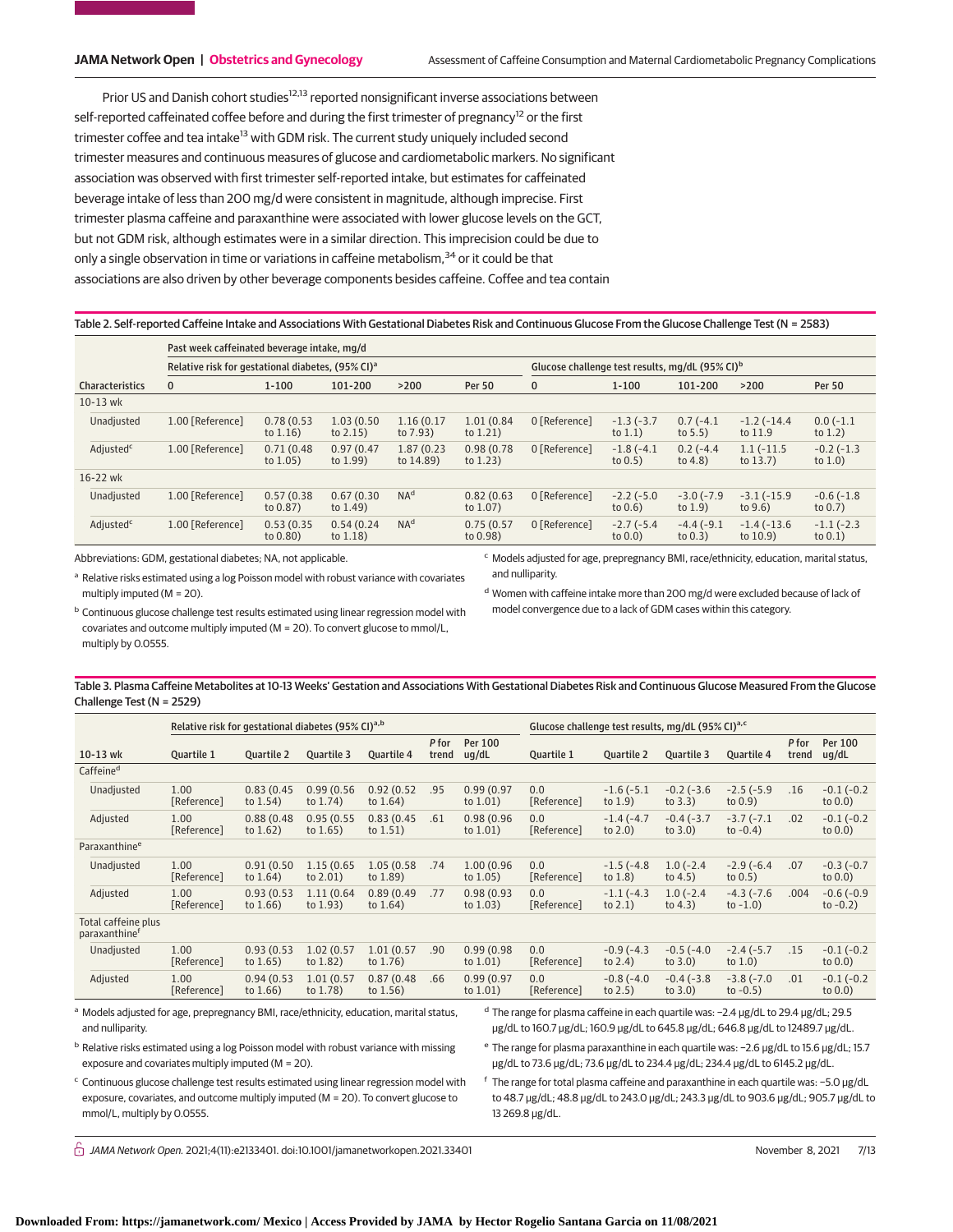Prior US and Danish cohort studies[12,13] reported nonsignificant inverse associations between self-reported caffeinated coffee before and during the first trimester of pregnancy[12] or the first trimester coffee and tea intake[13] with GDM risk. The current study uniquely included second trimester measures and continuous measures of glucose and cardiometabolic markers. No significant association was observed with first trimester self-reported intake, but estimates for caffeinated beverage intake of less than 200 mg/d were consistent in magnitude, although imprecise. First trimester plasma caffeine and paraxanthine were associated with lower glucose levels on the GCT, but not GDM risk, although estimates were in a similar direction. This imprecision could be due to only a single observation in time or variations in caffeine metabolism,[34] or it could be that associations are also driven by other beverage components besides caffeine. Coffee and tea contain

Table 2. Self-reported Caffeine Intake and Associations With Gestational Diabetes Risk and Continuous Glucose From the Glucose Challenge Test (N = 2583)

| | Past week caffeinated beverage intake, mg/d | | | | | | | | | |
|---|---|---|---|---|---|---|---|---|---|---|
| | Relative risk for gestational diabetes, (95% CI)[a] | | | | | Glucose challenge test results, mg/dL (95% CI)[b] | | | | |
| Characteristics | 0 | 1-100 | 101-200 | >200 | Per 50 | 0 | 1-100 | 101-200 | >200 | Per 50 |
| 10-13 wk | | | | | | | | | | |
| Unadjusted | 1.00 [Reference] | 0.78 (0.53 to 1.16) | 1.03 (0.50 to 2.15) | 1.16 (0.17 to 7.93) | 1.01 (0.84 to 1.21) | 0 [Reference] | −1.3 (−3.7 to 1.1) | 0.7 (−4.1 to 5.5) | −1.2 (−14.4 to 11.9 | 0.0 (−1.1 to 1.2) |
| Adjusted[c] | 1.00 [Reference] | 0.71 (0.48 to 1.05) | 0.97 (0.47 to 1.99) | 1.87 (0.23 to 14.89) | 0.98 (0.78 to 1.23) | 0 [Reference] | −1.8 (−4.1 to 0.5) | 0.2 (−4.4 to 4.8) | 1.1 (−11.5 to 13.7) | −0.2 (−1.3 to 1.0) |
| 16-22 wk | | | | | | | | | | |
| Unadjusted | 1.00 [Reference] | 0.57 (0.38 to 0.87) | 0.67 (0.30 to 1.49) | NA[d] | 0.82 (0.63 to 1.07) | 0 [Reference] | −2.2 (−5.0 to 0.6) | −3.0 (−7.9 to 1.9) | −3.1 (−15.9 to 9.6) | −0.6 (−1.8 to 0.7) |
| Adjusted[c] | 1.00 [Reference] | 0.53 (0.35 to 0.80) | 0.54 (0.24 to 1.18) | NA[d] | 0.75 (0.57 to 0.98) | 0 [Reference] | −2.7 (−5.4 to 0.0) | −4.4 (−9.1 to 0.3) | −1.4 (−13.6 to 10.9) | −1.1 (−2.3 to 0.1) |

Abbreviations: GDM, gestational diabetes; NA, not applicable.

[a] Relative risks estimated using a log Poisson model with robust variance with covariates multiply imputed (M = 20).

[b] Continuous glucose challenge test results estimated using linear regression model with covariates and outcome multiply imputed (M = 20). To convert glucose to mmol/L, multiply by 0.0555.

[c] Models adjusted for age, prepregnancy BMI, race/ethnicity, education, marital status, and nulliparity.

[d] Women with caffeine intake more than 200 mg/d were excluded because of lack of model convergence due to a lack of GDM cases within this category.

Table 3. Plasma Caffeine Metabolites at 10-13 Weeks' Gestation and Associations With Gestational Diabetes Risk and Continuous Glucose Measured From the Glucose Challenge Test (N = 2529)

| | Relative risk for gestational diabetes (95% CI)[a,b] | | | | | | Glucose challenge test results, mg/dL (95% CI)[a,c] | | | | | |
|---|---|---|---|---|---|---|---|---|---|---|---|---|
| 10-13 wk | Quartile 1 | Quartile 2 | Quartile 3 | Quartile 4 | P for trend | Per 100 ug/dL | Quartile 1 | Quartile 2 | Quartile 3 | Quartile 4 | P for trend | Per 100 ug/dL |
| Caffeine[d] | | | | | | | | | | | | |
| Unadjusted | 1.00 [Reference] | 0.83 (0.45 to 1.54) | 0.99 (0.56 to 1.74) | 0.92 (0.52 to 1.64) | .95 | 0.99 (0.97 to 1.01) | 0.0 [Reference] | −1.6 (−5.1 to 1.9) | −0.2 (−3.6 to 3.3) | −2.5 (−5.9 to 0.9) | .16 | −0.1 (−0.2 to 0.0) |
| Adjusted | 1.00 [Reference] | 0.88 (0.48 to 1.62) | 0.95 (0.55 to 1.65) | 0.83 (0.45 to 1.51) | .61 | 0.98 (0.96 to 1.01) | 0.0 [Reference] | −1.4 (−4.7 to 2.0) | −0.4 (−3.7 to 3.0) | −3.7 (−7.1 to −0.4) | .02 | −0.1 (−0.2 to 0.0) |
| Paraxanthine[e] | | | | | | | | | | | | |
| Unadjusted | 1.00 [Reference] | 0.91 (0.50 to 1.64) | 1.15 (0.65 to 2.01) | 1.05 (0.58 to 1.89) | .74 | 1.00 (0.96 to 1.05) | 0.0 [Reference] | −1.5 (−4.8 to 1.8) | 1.0 (−2.4 to 4.5) | −2.9 (−6.4 to 0.5) | .07 | −0.3 (−0.7 to 0.0) |
| Adjusted | 1.00 [Reference] | 0.93 (0.53 to 1.66) | 1.11 (0.64 to 1.93) | 0.89 (0.49 to 1.64) | .77 | 0.98 (0.93 to 1.03) | 0.0 [Reference] | −1.1 (−4.3 to 2.1) | 1.0 (−2.4 to 4.3) | −4.3 (−7.6 to −1.0) | .004 | −0.6 (−0.9 to −0.2) |
| Total caffeine plus paraxanthine[f] | | | | | | | | | | | | |
| Unadjusted | 1.00 [Reference] | 0.93 (0.53 to 1.65) | 1.02 (0.57 to 1.82) | 1.01 (0.57 to 1.76) | .90 | 0.99 (0.98 to 1.01) | 0.0 [Reference] | −0.9 (−4.3 to 2.4) | −0.5 (−4.0 to 3.0) | −2.4 (−5.7 to 1.0) | .15 | −0.1 (−0.2 to 0.0) |
| Adjusted | 1.00 [Reference] | 0.94 (0.53 to 1.66) | 1.01 (0.57 to 1.78) | 0.87 (0.48 to 1.56) | .66 | 0.99 (0.97 to 1.01) | 0.0 [Reference] | −0.8 (−4.0 to 2.5) | −0.4 (−3.8 to 3.0) | −3.8 (−7.0 to −0.5) | .01 | −0.1 (−0.2 to 0.0) |

[a] Models adjusted for age, prepregnancy BMI, race/ethnicity, education, marital status, and nulliparity.

[b] Relative risks estimated using a log Poisson model with robust variance with missing exposure and covariates multiply imputed (M = 20).

[c] Continuous glucose challenge test results estimated using linear regression model with exposure, covariates, and outcome multiply imputed (M = 20). To convert glucose to mmol/L, multiply by 0.0555.

[d] The range for plasma caffeine in each quartile was: −2.4 μg/dL to 29.4 μg/dL; 29.5 μg/dL to 160.7 μg/dL; 160.9 μg/dL to 645.8 μg/dL; 646.8 μg/dL to 12489.7 μg/dL.

[e] The range for plasma paraxanthine in each quartile was: −2.6 μg/dL to 15.6 μg/dL; 15.7 μg/dL to 73.6 μg/dL; 73.6 μg/dL to 234.4 μg/dL; 234.4 μg/dL to 6145.2 μg/dL.

[f] The range for total plasma caffeine and paraxanthine in each quartile was: −5.0 μg/dL to 48.7 μg/dL; 48.8 μg/dL to 243.0 μg/dL; 243.3 μg/dL to 903.6 μg/dL; 905.7 μg/dL to 13 269.8 μg/dL.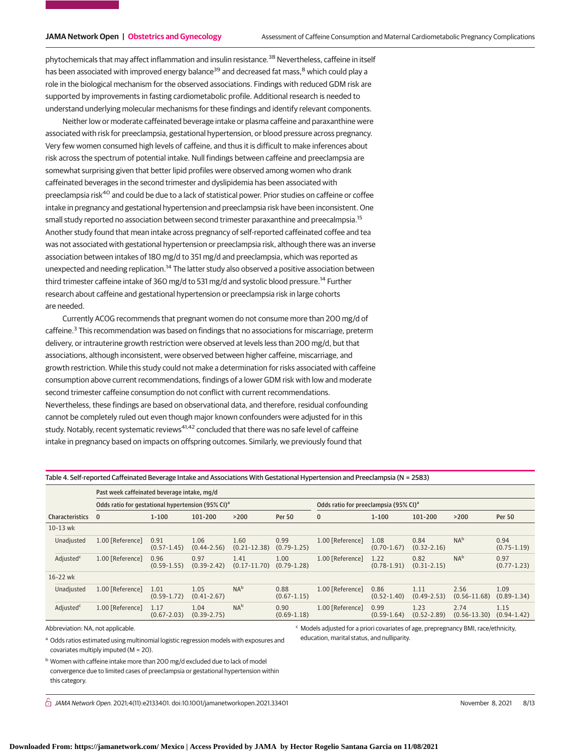phytochemicals that may affect inflammation and insulin resistance.[38] Nevertheless, caffeine in itself has been associated with improved energy balance[39] and decreased fat mass,[8] which could play a role in the biological mechanism for the observed associations. Findings with reduced GDM risk are supported by improvements in fasting cardiometabolic profile. Additional research is needed to understand underlying molecular mechanisms for these findings and identify relevant components.

Neither low or moderate caffeinated beverage intake or plasma caffeine and paraxanthine were associated with risk for preeclampsia, gestational hypertension, or blood pressure across pregnancy. Very few women consumed high levels of caffeine, and thus it is difficult to make inferences about risk across the spectrum of potential intake. Null findings between caffeine and preeclampsia are somewhat surprising given that better lipid profiles were observed among women who drank caffeinated beverages in the second trimester and dyslipidemia has been associated with preeclampsia risk[40] and could be due to a lack of statistical power. Prior studies on caffeine or coffee intake in pregnancy and gestational hypertension and preeclampsia risk have been inconsistent. One small study reported no association between second trimester paraxanthine and preecalmpsia.[15] Another study found that mean intake across pregnancy of self-reported caffeinated coffee and tea was not associated with gestational hypertension or preeclampsia risk, although there was an inverse association between intakes of 180 mg/d to 351 mg/d and preeclampsia, which was reported as unexpected and needing replication.[14] The latter study also observed a positive association between third trimester caffeine intake of 360 mg/d to 531 mg/d and systolic blood pressure.[14] Further research about caffeine and gestational hypertension or preeclampsia risk in large cohorts are needed.

Currently ACOG recommends that pregnant women do not consume more than 200 mg/d of caffeine.[3] This recommendation was based on findings that no associations for miscarriage, preterm delivery, or intrauterine growth restriction were observed at levels less than 200 mg/d, but that associations, although inconsistent, were observed between higher caffeine, miscarriage, and growth restriction. While this study could not make a determination for risks associated with caffeine consumption above current recommendations, findings of a lower GDM risk with low and moderate second trimester caffeine consumption do not conflict with current recommendations. Nevertheless, these findings are based on observational data, and therefore, residual confounding cannot be completely ruled out even though major known confounders were adjusted for in this study. Notably, recent systematic reviews[41,42] concluded that there was no safe level of caffeine intake in pregnancy based on impacts on offspring outcomes. Similarly, we previously found that

Table 4. Self-reported Caffeinated Beverage Intake and Associations With Gestational Hypertension and Preeclampsia (N = 2583)

| Characteristics | Past week caffeinated beverage intake, mg/d | | | | | | | | | |
|---|---|---|---|---|---|---|---|---|---|---|
| | Odds ratio for gestational hypertension (95% CI)[a] | | | | | Odds ratio for preeclampsia (95% CI)[a] | | | | |
| | 0 | 1-100 | 101-200 | >200 | Per 50 | 0 | 1-100 | 101-200 | >200 | Per 50 |
| 10-13 wk | | | | | | | | | | |
| Unadjusted | 1.00 [Reference] | 0.91 (0.57-1.45) | 1.06 (0.44-2.56) | 1.60 (0.21-12.38) | 0.99 (0.79-1.25) | 1.00 [Reference] | 1.08 (0.70-1.67) | 0.84 (0.32-2.16) | NA[b] | 0.94 (0.75-1.19) |
| Adjusted[c] | 1.00 [Reference] | 0.96 (0.59-1.55) | 0.97 (0.39-2.42) | 1.41 (0.17-11.70) | 1.00 (0.79-1.28) | 1.00 [Reference] | 1.22 (0.78-1.91) | 0.82 (0.31-2.15) | NA[b] | 0.97 (0.77-1.23) |
| 16-22 wk | | | | | | | | | | |
| Unadjusted | 1.00 [Reference] | 1.01 (0.59-1.72) | 1.05 (0.41-2.67) | NA[b] | 0.88 (0.67-1.15) | 1.00 [Reference] | 0.86 (0.52-1.40) | 1.11 (0.49-2.53) | 2.56 (0.56-11.68) | 1.09 (0.89-1.34) |
| Adjusted[c] | 1.00 [Reference] | 1.17 (0.67-2.03) | 1.04 (0.39-2.75) | NA[b] | 0.90 (0.69-1.18) | 1.00 [Reference] | 0.99 (0.59-1.64) | 1.23 (0.52-2.89) | 2.74 (0.56-13.30) | 1.15 (0.94-1.42) |

Abbreviation: NA, not applicable.

[a] Odds ratios estimated using multinomial logistic regression models with exposures and covariates multiply imputed (M = 20).

[b] Women with caffeine intake more than 200 mg/d excluded due to lack of model convergence due to limited cases of preeclampsia or gestational hypertension within this category.

[c] Models adjusted for a priori covariates of age, prepregnancy BMI, race/ethnicity, education, marital status, and nulliparity.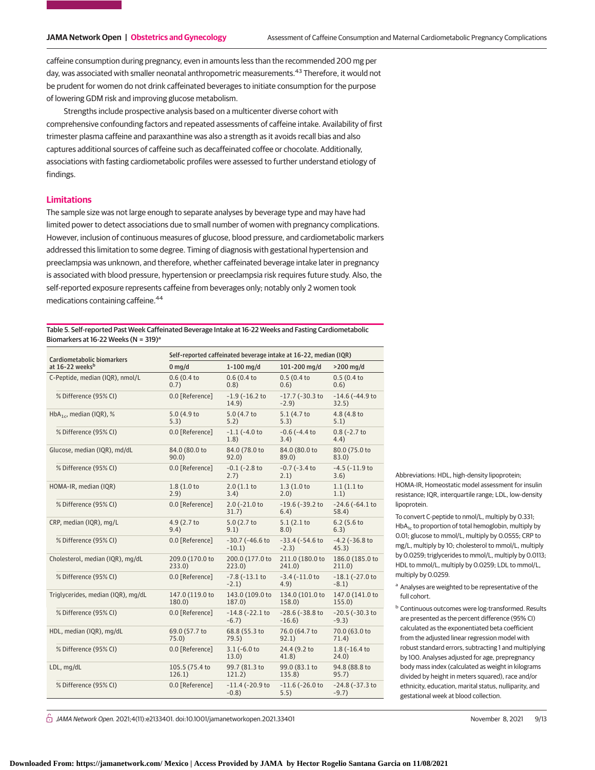caffeine consumption during pregnancy, even in amounts less than the recommended 200 mg per day, was associated with smaller neonatal anthropometric measurements.[43] Therefore, it would not be prudent for women do not drink caffeinated beverages to initiate consumption for the purpose of lowering GDM risk and improving glucose metabolism.

Strengths include prospective analysis based on a multicenter diverse cohort with comprehensive confounding factors and repeated assessments of caffeine intake. Availability of first trimester plasma caffeine and paraxanthine was also a strength as it avoids recall bias and also captures additional sources of caffeine such as decaffeinated coffee or chocolate. Additionally, associations with fasting cardiometabolic profiles were assessed to further understand etiology of findings.

## Limitations

The sample size was not large enough to separate analyses by beverage type and may have had limited power to detect associations due to small number of women with pregnancy complications. However, inclusion of continuous measures of glucose, blood pressure, and cardiometabolic markers addressed this limitation to some degree. Timing of diagnosis with gestational hypertension and preeclampsia was unknown, and therefore, whether caffeinated beverage intake later in pregnancy is associated with blood pressure, hypertension or preeclampsia risk requires future study. Also, the self-reported exposure represents caffeine from beverages only; notably only 2 women took medications containing caffeine.[44]

Table 5. Self-reported Past Week Caffeinated Beverage Intake at 16-22 Weeks and Fasting Cardiometabolic Biomarkers at 16-22 Weeks (N = 319)[a]

| Cardiometabolic biomarkers at 16-22 weeks[b] | Self-reported caffeinated beverage intake at 16-22, median (IQR) | | | |
|---|---|---|---|---|
| | 0 mg/d | 1-100 mg/d | 101-200 mg/d | >200 mg/d |
| C-Peptide, median (IQR), nmol/L | 0.6 (0.4 to 0.7) | 0.6 (0.4 to 0.8) | 0.5 (0.4 to 0.6) | 0.5 (0.4 to 0.6) |
| % Difference (95% CI) | 0.0 [Reference] | -1.9 (-16.2 to 14.9) | -17.7 (-30.3 to -2.9) | -14.6 (-44.9 to 32.5) |
| $HbA_{1c}$, median (IQR), % | 5.0 (4.9 to 5.3) | 5.0 (4.7 to 5.2) | 5.1 (4.7 to 5.3) | 4.8 (4.8 to 5.1) |
| % Difference (95% CI) | 0.0 [Reference] | -1.1 (-4.0 to 1.8) | -0.6 (-4.4 to 3.4) | 0.8 (-2.7 to 4.4) |
| Glucose, median (IQR), mg/dL | 84.0 (80.0 to 90.0) | 84.0 (78.0 to 92.0) | 84.0 (80.0 to 89.0) | 80.0 (75.0 to 83.0) |
| % Difference (95% CI) | 0.0 [Reference] | -0.1 (-2.8 to 2.7) | -0.7 (-3.4 to 2.1) | -4.5 (-11.9 to 3.6) |
| HOMA-IR, median (IQR) | 1.8 (1.0 to 2.9) | 2.0 (1.1 to 3.4) | 1.3 (1.0 to 2.0) | 1.1 (1.1 to 1.1) |
| % Difference (95% CI) | 0.0 [Reference] | 2.0 (-21.0 to 31.7) | -19.6 (-39.2 to 6.4) | -24.6 (-64.1 to 58.4) |
| CRP, median (IQR), mg/L | 4.9 (2.7 to 9.4) | 5.0 (2.7 to 9.1) | 5.1 (2.1 to 8.0) | 6.2 (5.6 to 6.3) |
| % Difference (95% CI) | 0.0 [Reference] | -30.7 (-46.6 to -10.1) | -33.4 (-54.6 to -2.3) | -4.2 (-36.8 to 45.3) |
| Cholesterol, median (IQR), mg/dL | 209.0 (170.0 to 233.0) | 200.0 (177.0 to 223.0) | 211.0 (180.0 to 241.0) | 186.0 (185.0 to 211.0) |
| % Difference (95% CI) | 0.0 [Reference] | -7.8 (-13.1 to -2.1) | -3.4 (-11.0 to 4.9) | -18.1 (-27.0 to -8.1) |
| Triglycerides, median (IQR), mg/dL | 147.0 (119.0 to 180.0) | 143.0 (109.0 to 187.0) | 134.0 (101.0 to 158.0) | 147.0 (141.0 to 155.0) |
| % Difference (95% CI) | 0.0 [Reference] | -14.8 (-22.1 to -6.7) | -28.6 (-38.8 to -16.6) | -20.5 (-30.3 to -9.3) |
| HDL, median (IQR), mg/dL | 69.0 (57.7 to 75.0) | 68.8 (55.3 to 79.5) | 76.0 (64.7 to 92.1) | 70.0 (63.0 to 71.4) |
| % Difference (95% CI) | 0.0 [Reference] | 3.1 (-6.0 to 13.0) | 24.4 (9.2 to 41.8) | 1.8 (-16.4 to 24.0) |
| LDL, mg/dL | 105.5 (75.4 to 126.1) | 99.7 (81.3 to 121.2) | 99.0 (83.1 to 135.8) | 94.8 (88.8 to 95.7) |
| % Difference (95% CI) | 0.0 [Reference] | -11.4 (-20.9 to -0.8) | -11.6 (-26.0 to 5.5) | -24.8 (-37.3 to -9.7) |

Abbreviations: HDL, high-density lipoprotein; HOMA-IR, Homeostatic model assessment for insulin resistance; IQR, interquartile range; LDL, low-density lipoprotein.

To convert C-peptide to nmol/L, multiply by 0.331; $HbA_{1c}$ to proportion of total hemoglobin, multiply by 0.01; glucose to mmol/L, multiply by 0.0555; CRP to mg/L, multiply by 10; cholesterol to mmol/L, multiply by 0.0259; triglycerides to mmol/L, multiply by 0.0113; HDL to mmol/L, multiply by 0.0259; LDL to mmol/L, multiply by 0.0259.

[a] Analyses are weighted to be representative of the full cohort.

[b] Continuous outcomes were log-transformed. Results are presented as the percent difference (95% CI) calculated as the exponentiated beta coefficient from the adjusted linear regression model with robust standard errors, subtracting 1 and multiplying by 100. Analyses adjusted for age, prepregnancy body mass index (calculated as weight in kilograms divided by height in meters squared), race and/or ethnicity, education, marital status, nulliparity, and gestational week at blood collection.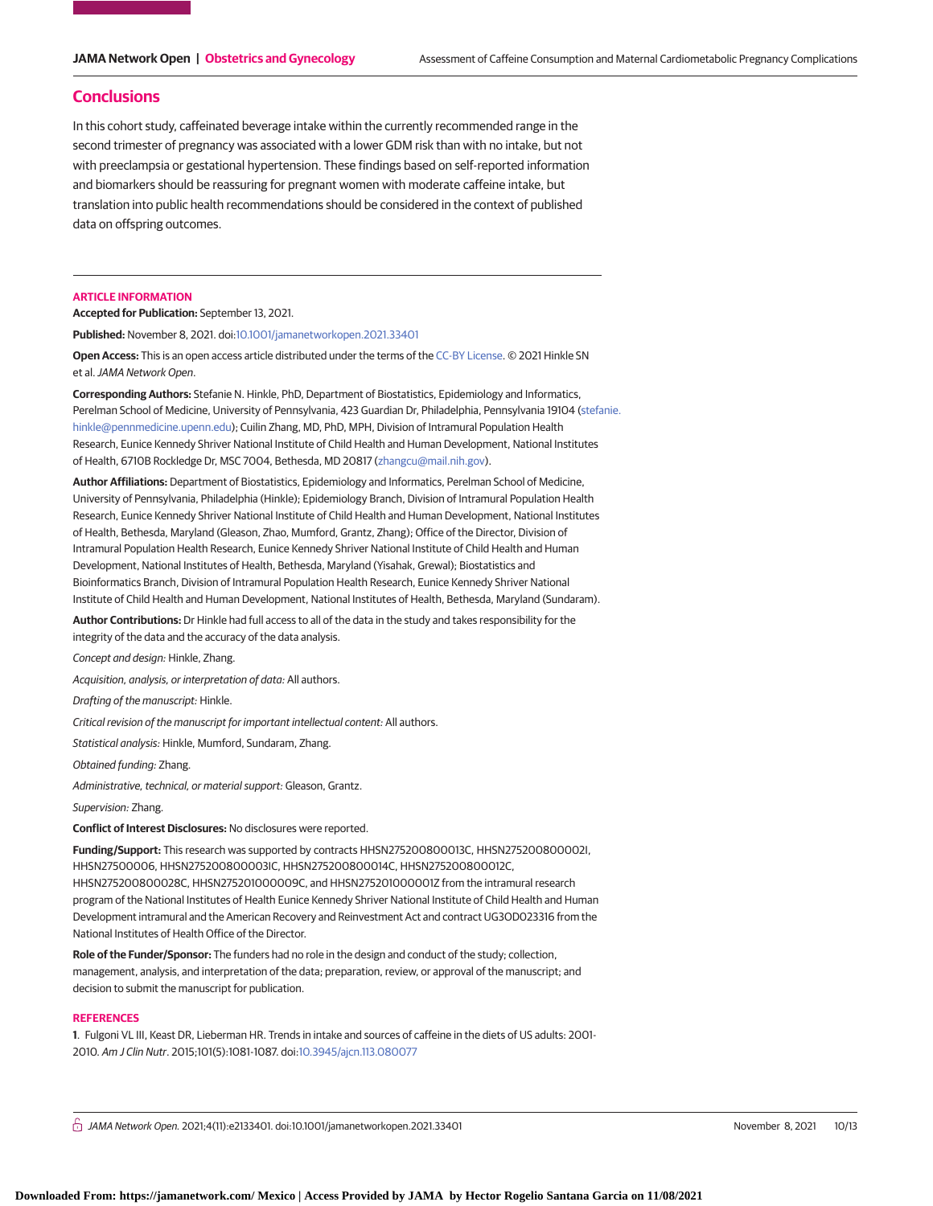## Conclusions

In this cohort study, caffeinated beverage intake within the currently recommended range in the second trimester of pregnancy was associated with a lower GDM risk than with no intake, but not with preeclampsia or gestational hypertension. These findings based on self-reported information and biomarkers should be reassuring for pregnant women with moderate caffeine intake, but translation into public health recommendations should be considered in the context of published data on offspring outcomes.

## ARTICLE INFORMATION

**Accepted for Publication:** September 13, 2021.

**Published:** November 8, 2021. doi:10.1001/jamanetworkopen.2021.33401

**Open Access:** This is an open access article distributed under the terms of the CC-BY License. © 2021 Hinkle SN et al. *JAMA Network Open*.

**Corresponding Authors:** Stefanie N. Hinkle, PhD, Department of Biostatistics, Epidemiology and Informatics, Perelman School of Medicine, University of Pennsylvania, 423 Guardian Dr, Philadelphia, Pennsylvania 19104 (stefanie.hinkle@pennmedicine.upenn.edu); Cuilin Zhang, MD, PhD, MPH, Division of Intramural Population Health Research, Eunice Kennedy Shriver National Institute of Child Health and Human Development, National Institutes of Health, 6710B Rockledge Dr, MSC 7004, Bethesda, MD 20817 (zhangcu@mail.nih.gov).

**Author Affiliations:** Department of Biostatistics, Epidemiology and Informatics, Perelman School of Medicine, University of Pennsylvania, Philadelphia (Hinkle); Epidemiology Branch, Division of Intramural Population Health Research, Eunice Kennedy Shriver National Institute of Child Health and Human Development, National Institutes of Health, Bethesda, Maryland (Gleason, Zhao, Mumford, Grantz, Zhang); Office of the Director, Division of Intramural Population Health Research, Eunice Kennedy Shriver National Institute of Child Health and Human Development, National Institutes of Health, Bethesda, Maryland (Yisahak, Grewal); Biostatistics and Bioinformatics Branch, Division of Intramural Population Health Research, Eunice Kennedy Shriver National Institute of Child Health and Human Development, National Institutes of Health, Bethesda, Maryland (Sundaram).

**Author Contributions:** Dr Hinkle had full access to all of the data in the study and takes responsibility for the integrity of the data and the accuracy of the data analysis.

*Concept and design:* Hinkle, Zhang.

*Acquisition, analysis, or interpretation of data:* All authors.

*Drafting of the manuscript:* Hinkle.

*Critical revision of the manuscript for important intellectual content:* All authors.

*Statistical analysis:* Hinkle, Mumford, Sundaram, Zhang.

*Obtained funding:* Zhang.

*Administrative, technical, or material support:* Gleason, Grantz.

*Supervision:* Zhang.

**Conflict of Interest Disclosures:** No disclosures were reported.

**Funding/Support:** This research was supported by contracts HHSN275200800013C, HHSN275200800002I, HHSN27500006, HHSN275200800003IC, HHSN275200800014C, HHSN275200800012C, HHSN275200800028C, HHSN275201000009C, and HHSN275201000001Z from the intramural research program of the National Institutes of Health Eunice Kennedy Shriver National Institute of Child Health and Human Development intramural and the American Recovery and Reinvestment Act and contract UG3OD023316 from the National Institutes of Health Office of the Director.

**Role of the Funder/Sponsor:** The funders had no role in the design and conduct of the study; collection, management, analysis, and interpretation of the data; preparation, review, or approval of the manuscript; and decision to submit the manuscript for publication.

## REFERENCES

**1**. Fulgoni VL III, Keast DR, Lieberman HR. Trends in intake and sources of caffeine in the diets of US adults: 2001-2010. *Am J Clin Nutr*. 2015;101(5):1081-1087. doi:10.3945/ajcn.113.080077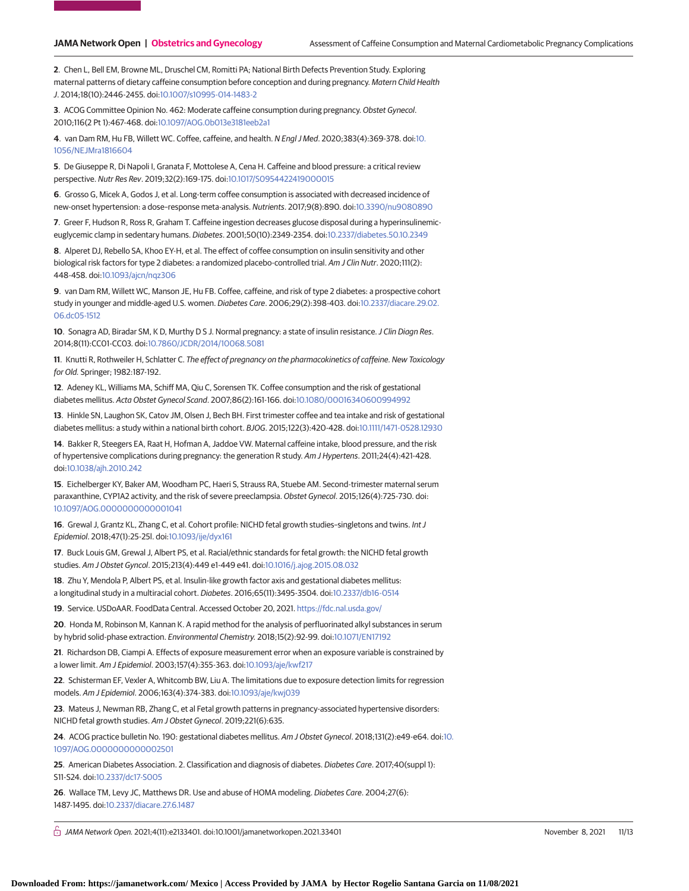2. Chen L, Bell EM, Browne ML, Druschel CM, Romitti PA; National Birth Defects Prevention Study. Exploring maternal patterns of dietary caffeine consumption before conception and during pregnancy. *Matern Child Health J*. 2014;18(10):2446-2455. doi:10.1007/s10995-014-1483-2

3. ACOG Committee Opinion No. 462: Moderate caffeine consumption during pregnancy. *Obstet Gynecol*. 2010;116(2 Pt 1):467-468. doi:10.1097/AOG.0b013e3181eeb2a1

4. van Dam RM, Hu FB, Willett WC. Coffee, caffeine, and health. *N Engl J Med*. 2020;383(4):369-378. doi:10.1056/NEJMra1816604

5. De Giuseppe R, Di Napoli I, Granata F, Mottolese A, Cena H. Caffeine and blood pressure: a critical review perspective. *Nutr Res Rev*. 2019;32(2):169-175. doi:10.1017/S0954422419000015

6. Grosso G, Micek A, Godos J, et al. Long-term coffee consumption is associated with decreased incidence of new-onset hypertension: a dose-response meta-analysis. *Nutrients*. 2017;9(8):890. doi:10.3390/nu9080890

7. Greer F, Hudson R, Ross R, Graham T. Caffeine ingestion decreases glucose disposal during a hyperinsulinemic-euglycemic clamp in sedentary humans. *Diabetes*. 2001;50(10):2349-2354. doi:10.2337/diabetes.50.10.2349

8. Alperet DJ, Rebello SA, Khoo EY-H, et al. The effect of coffee consumption on insulin sensitivity and other biological risk factors for type 2 diabetes: a randomized placebo-controlled trial. *Am J Clin Nutr*. 2020;111(2):448-458. doi:10.1093/ajcn/nqz306

9. van Dam RM, Willett WC, Manson JE, Hu FB. Coffee, caffeine, and risk of type 2 diabetes: a prospective cohort study in younger and middle-aged U.S. women. *Diabetes Care*. 2006;29(2):398-403. doi:10.2337/diacare.29.02.06.dc05-1512

10. Sonagra AD, Biradar SM, K D, Murthy D S J. Normal pregnancy: a state of insulin resistance. *J Clin Diagn Res*. 2014;8(11):CC01-CC03. doi:10.7860/JCDR/2014/10068.5081

11. Knutti R, Rothweiler H, Schlatter C. *The effect of pregnancy on the pharmacokinetics of caffeine. New Toxicology for Old.* Springer; 1982:187-192.

12. Adeney KL, Williams MA, Schiff MA, Qiu C, Sorensen TK. Coffee consumption and the risk of gestational diabetes mellitus. *Acta Obstet Gynecol Scand*. 2007;86(2):161-166. doi:10.1080/00016340600994992

13. Hinkle SN, Laughon SK, Catov JM, Olsen J, Bech BH. First trimester coffee and tea intake and risk of gestational diabetes mellitus: a study within a national birth cohort. *BJOG*. 2015;122(3):420-428. doi:10.1111/1471-0528.12930

14. Bakker R, Steegers EA, Raat H, Hofman A, Jaddoe VW. Maternal caffeine intake, blood pressure, and the risk of hypertensive complications during pregnancy: the generation R study. *Am J Hypertens*. 2011;24(4):421-428. doi:10.1038/ajh.2010.242

15. Eichelberger KY, Baker AM, Woodham PC, Haeri S, Strauss RA, Stuebe AM. Second-trimester maternal serum paraxanthine, CYP1A2 activity, and the risk of severe preeclampsia. *Obstet Gynecol*. 2015;126(4):725-730. doi:10.1097/AOG.0000000000001041

16. Grewal J, Grantz KL, Zhang C, et al. Cohort profile: NICHD fetal growth studies–singletons and twins. *Int J Epidemiol*. 2018;47(1):25-25l. doi:10.1093/ije/dyx161

17. Buck Louis GM, Grewal J, Albert PS, et al. Racial/ethnic standards for fetal growth: the NICHD fetal growth studies. *Am J Obstet Gyncol*. 2015;213(4):449 e1-449 e41. doi:10.1016/j.ajog.2015.08.032

18. Zhu Y, Mendola P, Albert PS, et al. Insulin-like growth factor axis and gestational diabetes mellitus: a longitudinal study in a multiracial cohort. *Diabetes*. 2016;65(11):3495-3504. doi:10.2337/db16-0514

19. Service. USDoAAR. FoodData Central. Accessed October 20, 2021. https://fdc.nal.usda.gov/

20. Honda M, Robinson M, Kannan K. A rapid method for the analysis of perfluorinated alkyl substances in serum by hybrid solid-phase extraction. *Environmental Chemistry.* 2018;15(2):92-99. doi:10.1071/EN17192

21. Richardson DB, Ciampi A. Effects of exposure measurement error when an exposure variable is constrained by a lower limit. *Am J Epidemiol*. 2003;157(4):355-363. doi:10.1093/aje/kwf217

22. Schisterman EF, Vexler A, Whitcomb BW, Liu A. The limitations due to exposure detection limits for regression models. *Am J Epidemiol*. 2006;163(4):374-383. doi:10.1093/aje/kwj039

23. Mateus J, Newman RB, Zhang C, et al Fetal growth patterns in pregnancy-associated hypertensive disorders: NICHD fetal growth studies. *Am J Obstet Gynecol*. 2019;221(6):635.

24. ACOG practice bulletin No. 190: gestational diabetes mellitus. *Am J Obstet Gynecol*. 2018;131(2):e49-e64. doi:10.1097/AOG.0000000000002501

25. American Diabetes Association. 2. Classification and diagnosis of diabetes. *Diabetes Care*. 2017;40(suppl 1):S11-S24. doi:10.2337/dc17-S005

26. Wallace TM, Levy JC, Matthews DR. Use and abuse of HOMA modeling. *Diabetes Care*. 2004;27(6):1487-1495. doi:10.2337/diacare.27.6.1487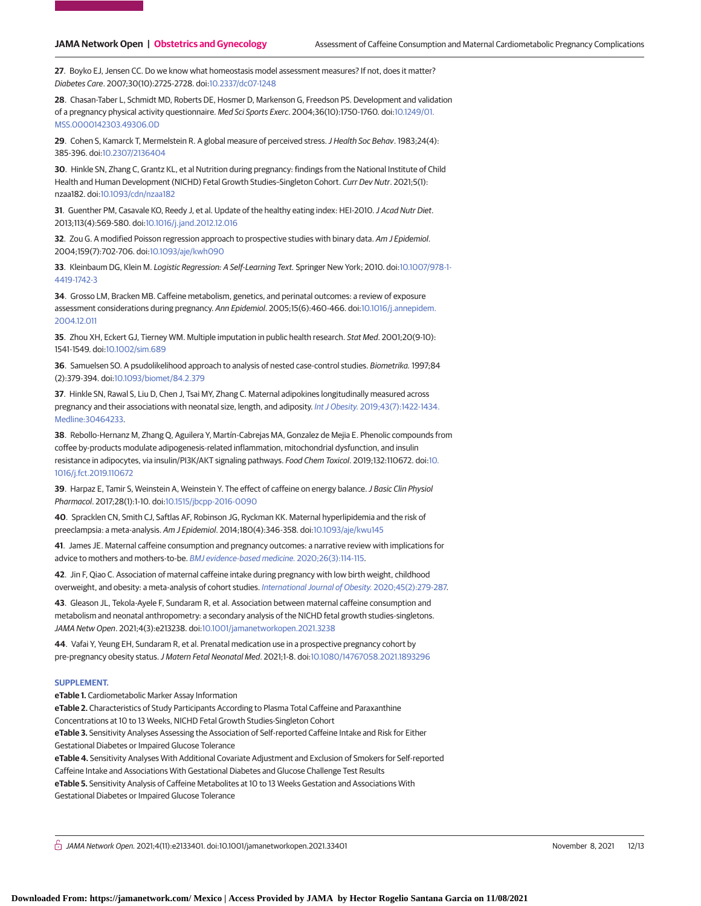27. Boyko EJ, Jensen CC. Do we know what homeostasis model assessment measures? If not, does it matter? *Diabetes Care*. 2007;30(10):2725-2728. doi:10.2337/dc07-1248

28. Chasan-Taber L, Schmidt MD, Roberts DE, Hosmer D, Markenson G, Freedson PS. Development and validation of a pregnancy physical activity questionnaire. *Med Sci Sports Exerc*. 2004;36(10):1750-1760. doi:10.1249/01.MSS.0000142303.49306.0D

29. Cohen S, Kamarck T, Mermelstein R. A global measure of perceived stress. *J Health Soc Behav*. 1983;24(4):385-396. doi:10.2307/2136404

30. Hinkle SN, Zhang C, Grantz KL, et al Nutrition during pregnancy: findings from the National Institute of Child Health and Human Development (NICHD) Fetal Growth Studies-Singleton Cohort. *Curr Dev Nutr*. 2021;5(1):nzaa182. doi:10.1093/cdn/nzaa182

31. Guenther PM, Casavale KO, Reedy J, et al. Update of the healthy eating index: HEI-2010. *J Acad Nutr Diet*. 2013;113(4):569-580. doi:10.1016/j.jand.2012.12.016

32. Zou G. A modified Poisson regression approach to prospective studies with binary data. *Am J Epidemiol*. 2004;159(7):702-706. doi:10.1093/aje/kwh090

33. Kleinbaum DG, Klein M. *Logistic Regression: A Self-Learning Text.* Springer New York; 2010. doi:10.1007/978-1-4419-1742-3

34. Grosso LM, Bracken MB. Caffeine metabolism, genetics, and perinatal outcomes: a review of exposure assessment considerations during pregnancy. *Ann Epidemiol*. 2005;15(6):460-466. doi:10.1016/j.annepidem.2004.12.011

35. Zhou XH, Eckert GJ, Tierney WM. Multiple imputation in public health research. *Stat Med*. 2001;20(9-10):1541-1549. doi:10.1002/sim.689

36. Samuelsen SO. A psudolikelihood approach to analysis of nested case-control studies. *Biometrika.* 1997;84(2):379-394. doi:10.1093/biomet/84.2.379

37. Hinkle SN, Rawal S, Liu D, Chen J, Tsai MY, Zhang C. Maternal adipokines longitudinally measured across pregnancy and their associations with neonatal size, length, and adiposity. *Int J Obesity.* 2019;43(7):1422-1434. Medline:30464233.

38. Rebollo-Hernanz M, Zhang Q, Aguilera Y, Martín-Cabrejas MA, Gonzalez de Mejia E. Phenolic compounds from coffee by-products modulate adipogenesis-related inflammation, mitochondrial dysfunction, and insulin resistance in adipocytes, via insulin/PI3K/AKT signaling pathways. *Food Chem Toxicol*. 2019;132:110672. doi:10.1016/j.fct.2019.110672

39. Harpaz E, Tamir S, Weinstein A, Weinstein Y. The effect of caffeine on energy balance. *J Basic Clin Physiol Pharmacol*. 2017;28(1):1-10. doi:10.1515/jbcpp-2016-0090

40. Spracklen CN, Smith CJ, Saftlas AF, Robinson JG, Ryckman KK. Maternal hyperlipidemia and the risk of preeclampsia: a meta-analysis. *Am J Epidemiol*. 2014;180(4):346-358. doi:10.1093/aje/kwu145

41. James JE. Maternal caffeine consumption and pregnancy outcomes: a narrative review with implications for advice to mothers and mothers-to-be. *BMJ evidence-based medicine.* 2020;26(3):114-115.

42. Jin F, Qiao C. Association of maternal caffeine intake during pregnancy with low birth weight, childhood overweight, and obesity: a meta-analysis of cohort studies. *International Journal of Obesity.* 2020;45(2):279-287.

43. Gleason JL, Tekola-Ayele F, Sundaram R, et al. Association between maternal caffeine consumption and metabolism and neonatal anthropometry: a secondary analysis of the NICHD fetal growth studies-singletons. *JAMA Netw Open*. 2021;4(3):e213238. doi:10.1001/jamanetworkopen.2021.3238

44. Vafai Y, Yeung EH, Sundaram R, et al. Prenatal medication use in a prospective pregnancy cohort by pre-pregnancy obesity status. *J Matern Fetal Neonatal Med*. 2021;1-8. doi:10.1080/14767058.2021.1893296

## SUPPLEMENT.

**eTable 1.** Cardiometabolic Marker Assay Information

**eTable 2.** Characteristics of Study Participants According to Plasma Total Caffeine and Paraxanthine Concentrations at 10 to 13 Weeks, NICHD Fetal Growth Studies-Singleton Cohort

**eTable 3.** Sensitivity Analyses Assessing the Association of Self-reported Caffeine Intake and Risk for Either Gestational Diabetes or Impaired Glucose Tolerance

**eTable 4.** Sensitivity Analyses With Additional Covariate Adjustment and Exclusion of Smokers for Self-reported Caffeine Intake and Associations With Gestational Diabetes and Glucose Challenge Test Results

**eTable 5.** Sensitivity Analysis of Caffeine Metabolites at 10 to 13 Weeks Gestation and Associations With Gestational Diabetes or Impaired Glucose Tolerance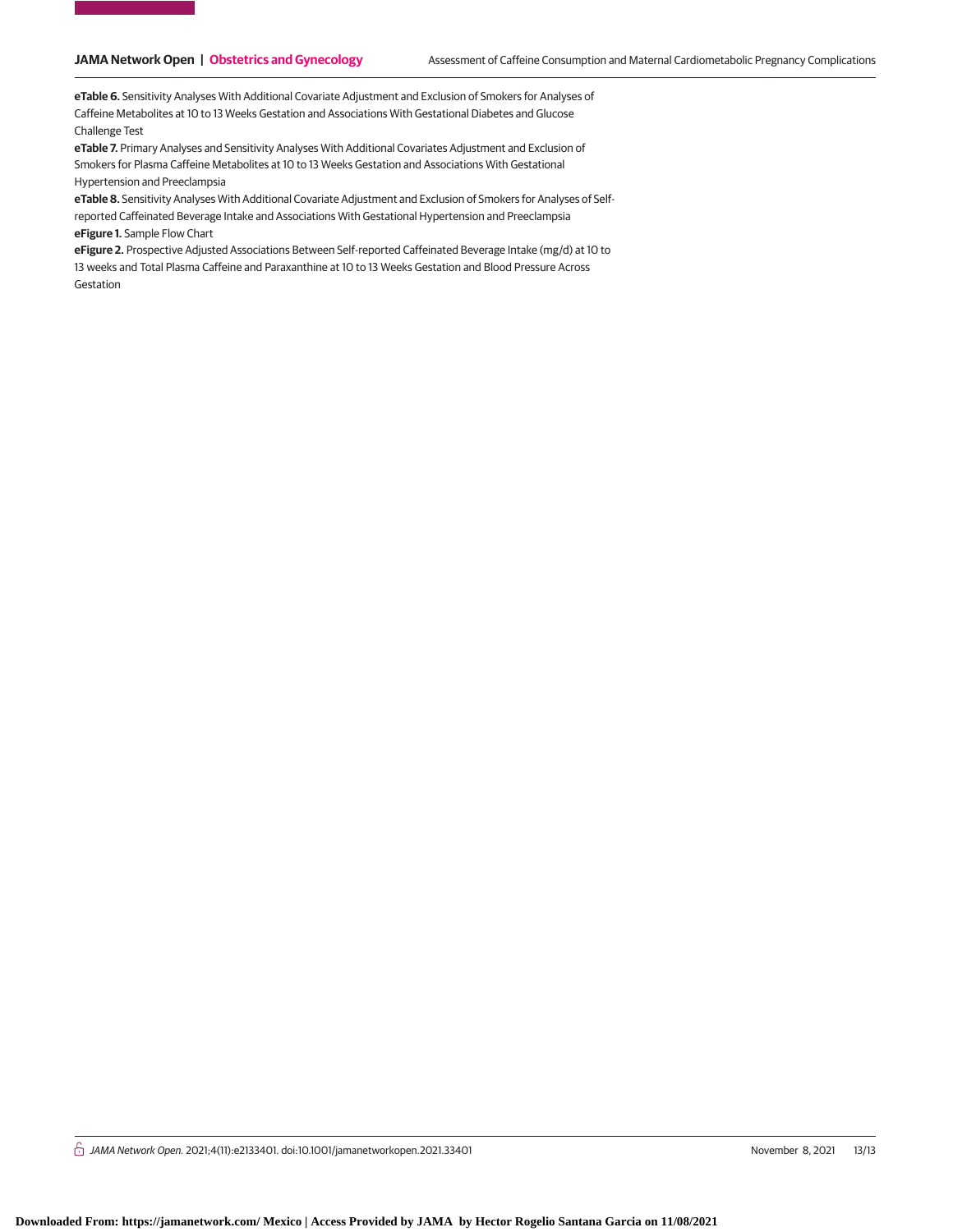**eTable 6.** Sensitivity Analyses With Additional Covariate Adjustment and Exclusion of Smokers for Analyses of Caffeine Metabolites at 10 to 13 Weeks Gestation and Associations With Gestational Diabetes and Glucose Challenge Test

**eTable 7.** Primary Analyses and Sensitivity Analyses With Additional Covariates Adjustment and Exclusion of Smokers for Plasma Caffeine Metabolites at 10 to 13 Weeks Gestation and Associations With Gestational Hypertension and Preeclampsia

**eTable 8.** Sensitivity Analyses With Additional Covariate Adjustment and Exclusion of Smokers for Analyses of Self-reported Caffeinated Beverage Intake and Associations With Gestational Hypertension and Preeclampsia

**eFigure 1.** Sample Flow Chart

**eFigure 2.** Prospective Adjusted Associations Between Self-reported Caffeinated Beverage Intake (mg/d) at 10 to 13 weeks and Total Plasma Caffeine and Paraxanthine at 10 to 13 Weeks Gestation and Blood Pressure Across Gestation